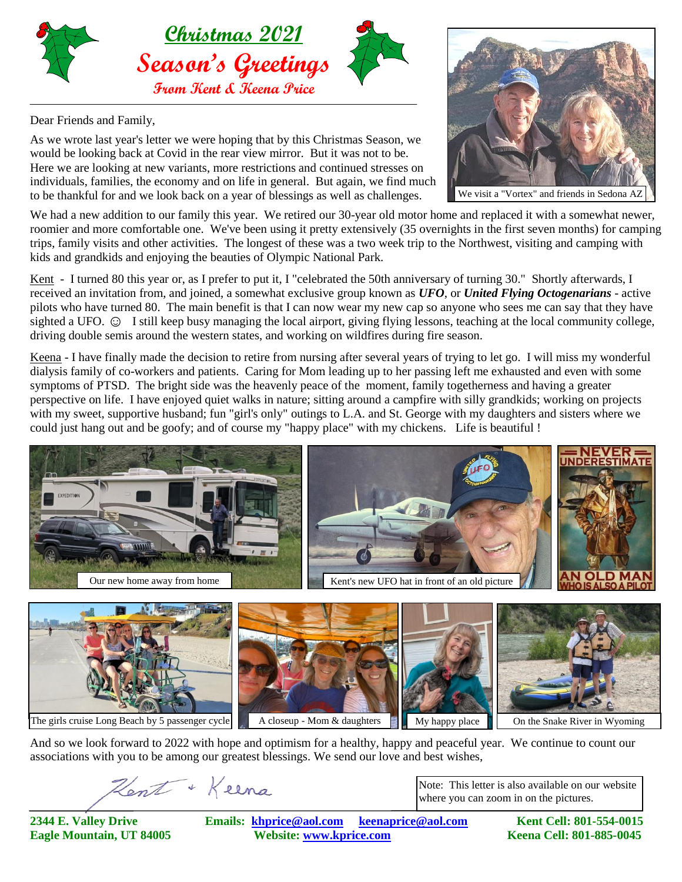# Christmas 2021

## Season's Greetings

### From Kent & Keena Price

Dear Friends and Family,

As we wrote last year's letter we were hoping that by this Christmas Season, we would be looking back at Covid in the rear view mirror. But it was not to be. Here we are looking at new variants, more restrictions and continued stresses on individuals, families, the economy and on life in general. But again, we find much to be thankful for and we look back on a year of blessings as well as challenges.

We visit a "Vortex" and friends in Sedona AZ

We had a new addition to our family this year. We retired our 30-year old motor home and replaced it with a somewhat newer, roomier and more comfortable one. We've been using it pretty extensively (35 overnights in the first seven months) for camping trips, family visits and other activities. The longest of these was a two week trip to the Northwest, visiting and camping with kids and grandkids and enjoying the beauties of Olympic National Park.

Kent - I turned 80 this year or, as I prefer to put it, I "celebrated the 50th anniversary of turning 30." Shortly afterwards, I received an invitation from, and joined, a somewhat exclusive group known as ***UFO***, or ***United Flying Octogenarians*** - active pilots who have turned 80. The main benefit is that I can now wear my new cap so anyone who sees me can say that they have sighted a UFO. ☺ I still keep busy managing the local airport, giving flying lessons, teaching at the local community college, driving double semis around the western states, and working on wildfires during fire season.

Keena - I have finally made the decision to retire from nursing after several years of trying to let go. I will miss my wonderful dialysis family of co-workers and patients. Caring for Mom leading up to her passing left me exhausted and even with some symptoms of PTSD. The bright side was the heavenly peace of the moment, family togetherness and having a greater perspective on life. I have enjoyed quiet walks in nature; sitting around a campfire with silly grandkids; working on projects with my sweet, supportive husband; fun "girl's only" outings to L.A. and St. George with my daughters and sisters where we could just hang out and be goofy; and of course my "happy place" with my chickens. Life is beautiful !

Our new home away from home

Kent's new UFO hat in front of an old picture

NEVER UNDERESTIMATE AN OLD MAN WHO IS ALSO A PILOT

The girls cruise Long Beach by 5 passenger cycle

A closeup - Mom & daughters

My happy place

On the Snake River in Wyoming

And so we look forward to 2022 with hope and optimism for a healthy, happy and peaceful year. We continue to count our associations with you to be among our greatest blessings. We send our love and best wishes,

Kent + Keena

Note: This letter is also available on our website where you can zoom in on the pictures.

**2344 E. Valley Drive**
**Eagle Mountain, UT 84005**

**Emails: khprice@aol.com keenaprice@aol.com**
**Website: www.kprice.com**

**Kent Cell: 801-554-0015**
**Keena Cell: 801-885-0045**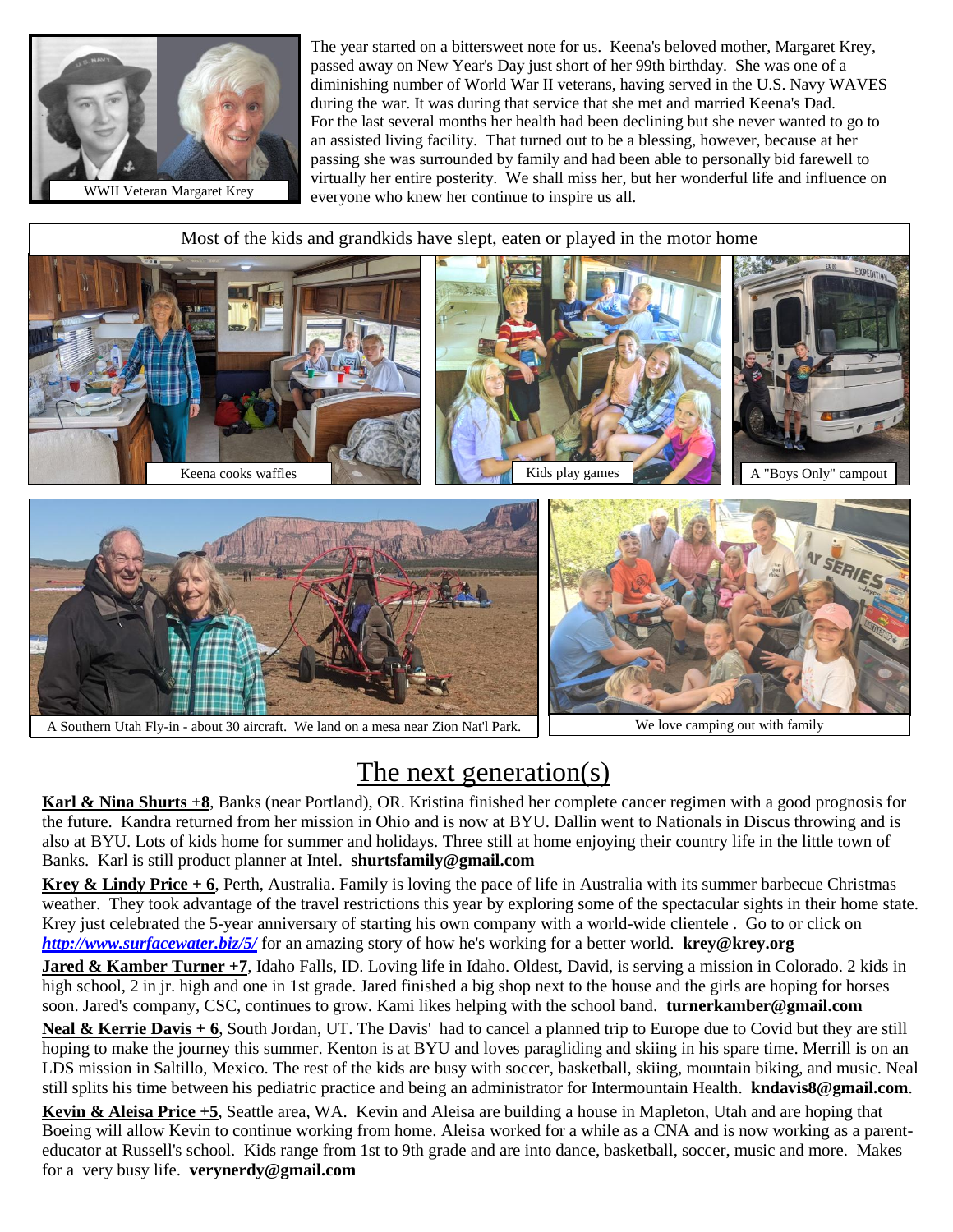WWII Veteran Margaret Krey

The year started on a bittersweet note for us. Keena's beloved mother, Margaret Krey, passed away on New Year's Day just short of her 99th birthday. She was one of a diminishing number of World War II veterans, having served in the U.S. Navy WAVES during the war. It was during that service that she met and married Keena's Dad. For the last several months her health had been declining but she never wanted to go to an assisted living facility. That turned out to be a blessing, however, because at her passing she was surrounded by family and had been able to personally bid farewell to virtually her entire posterity. We shall miss her, but her wonderful life and influence on everyone who knew her continue to inspire us all.

Most of the kids and grandkids have slept, eaten or played in the motor home

Keena cooks waffles

Kids play games

A "Boys Only" campout

A Southern Utah Fly-in - about 30 aircraft. We land on a mesa near Zion Nat'l Park.

We love camping out with family

# The next generation(s)

**Karl & Nina Shurts +8**, Banks (near Portland), OR. Kristina finished her complete cancer regimen with a good prognosis for the future. Kandra returned from her mission in Ohio and is now at BYU. Dallin went to Nationals in Discus throwing and is also at BYU. Lots of kids home for summer and holidays. Three still at home enjoying their country life in the little town of Banks. Karl is still product planner at Intel. **shurtsfamily@gmail.com**

**Krey & Lindy Price + 6**, Perth, Australia. Family is loving the pace of life in Australia with its summer barbecue Christmas weather. They took advantage of the travel restrictions this year by exploring some of the spectacular sights in their home state. Krey just celebrated the 5-year anniversary of starting his own company with a world-wide clientele . Go to or click on ***http://www.surfacewater.biz/5/*** for an amazing story of how he's working for a better world. **krey@krey.org**

**Jared & Kamber Turner +7**, Idaho Falls, ID. Loving life in Idaho. Oldest, David, is serving a mission in Colorado. 2 kids in high school, 2 in jr. high and one in 1st grade. Jared finished a big shop next to the house and the girls are hoping for horses soon. Jared's company, CSC, continues to grow. Kami likes helping with the school band. **turnerkamber@gmail.com**

**Neal & Kerrie Davis + 6**, South Jordan, UT. The Davis' had to cancel a planned trip to Europe due to Covid but they are still hoping to make the journey this summer. Kenton is at BYU and loves paragliding and skiing in his spare time. Merrill is on an LDS mission in Saltillo, Mexico. The rest of the kids are busy with soccer, basketball, skiing, mountain biking, and music. Neal still splits his time between his pediatric practice and being an administrator for Intermountain Health. **kndavis8@gmail.com**.

**Kevin & Aleisa Price +5**, Seattle area, WA. Kevin and Aleisa are building a house in Mapleton, Utah and are hoping that Boeing will allow Kevin to continue working from home. Aleisa worked for a while as a CNA and is now working as a parent-educator at Russell's school. Kids range from 1st to 9th grade and are into dance, basketball, soccer, music and more. Makes for a very busy life. **verynerdy@gmail.com**